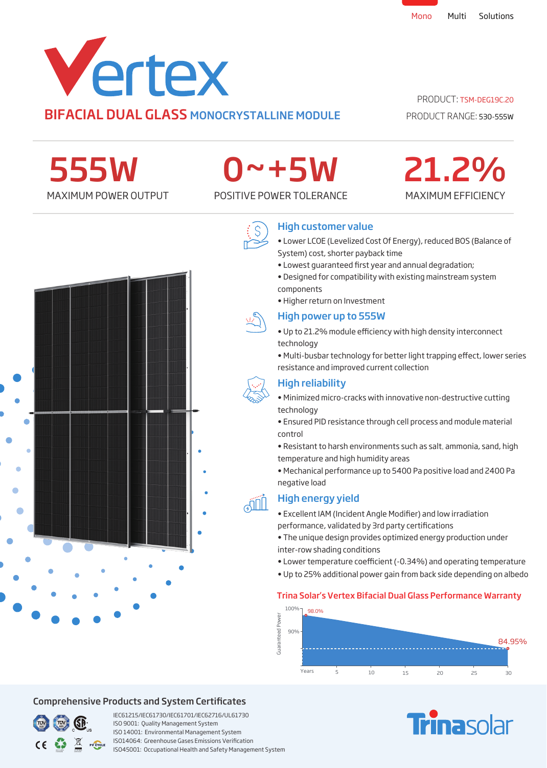Mono Multi Solutions

# Vertex

## BIFACIAL DUAL GLASS MONOCRYSTALLINE MODULE

PRODUCT: TSM-DEG19C.20

PRODUCT RANGE: 530-555W

| 555W | 0~+5W | 21.2% |
|---|---|---|
| MAXIMUM POWER OUTPUT | POSITIVE POWER TOLERANCE | MAXIMUM EFFICIENCY |

### High customer value

- Lower LCOE (Levelized Cost Of Energy), reduced BOS (Balance of System) cost, shorter payback time
- Lowest guaranteed first year and annual degradation;
- Designed for compatibility with existing mainstream system components
- Higher return on Investment

### High power up to 555W

- Up to 21.2% module efficiency with high density interconnect technology
- Multi-busbar technology for better light trapping effect, lower series resistance and improved current collection

### High reliability

- Minimized micro-cracks with innovative non-destructive cutting technology
- Ensured PID resistance through cell process and module material control
- Resistant to harsh environments such as salt, ammonia, sand, high temperature and high humidity areas
- Mechanical performance up to 5400 Pa positive load and 2400 Pa negative load

### High energy yield

- Excellent IAM (Incident Angle Modifier) and low irradiation performance, validated by 3rd party certifications
- The unique design provides optimized energy production under inter-row shading conditions
- Lower temperature coefficient (-0.34%) and operating temperature
- Up to 25% additional power gain from back side depending on albedo

### Trina Solar's Vertex Bifacial Dual Glass Performance Warranty

Guaranteed Power: 100%, 90%; 98.0% (year 1) declining to 84.95% (year 30). Years: 5, 10, 15, 20, 25, 30

## Comprehensive Products and System Certificates

IEC61215/IEC61730/IEC61701/IEC62716/UL61730
ISO 9001: Quality Management System
ISO 14001: Environmental Management System
ISO14064: Greenhouse Gases Emissions Verification
ISO45001: Occupational Health and Safety Management System

Trinasolar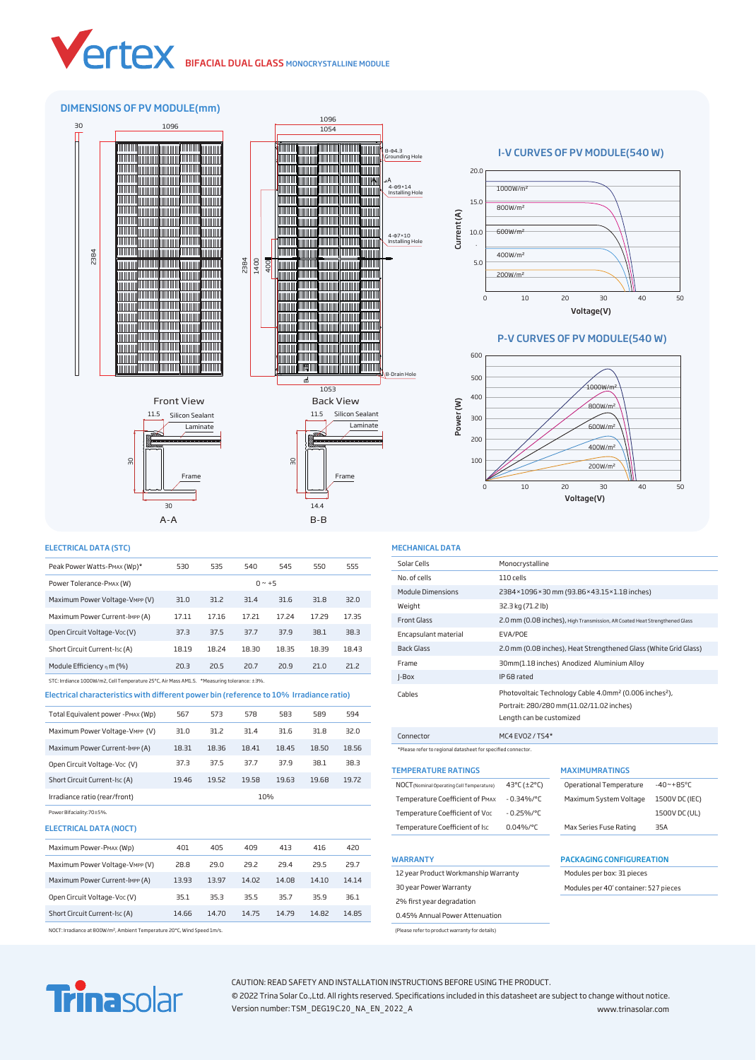# Vertex BIFACIAL DUAL GLASS MONOCRYSTALLINE MODULE

## DIMENSIONS OF PV MODULE(mm)

30
1096
2384
Front View

1096
1054
8-Φ4.3 Grounding Hole
A
4-Φ9×14 Installing Hole
4-Φ7×10 Installing Hole
2384
1400
400
8-Drain Hole
1053
Back View

11.5 Silicon Sealant
Laminate
30
Frame
30
A-A

11.5 Silicon Sealant
Laminate
30
Frame
14.4
B-B

## I-V CURVES OF PV MODULE(540 W)

Current(A)
20.0
15.0
10.0
5.0
0
1000W/m²
800W/m²
600W/m²
400W/m²
200W/m²
0 10 20 30 40 50
Voltage(V)

## P-V CURVES OF PV MODULE(540 W)

Power(W)
600
500
400
300
200
100
0
1000W/m²
800W/m²
600W/m²
400W/m²
200W/m²
0 10 20 30 40 50
Voltage(V)

## ELECTRICAL DATA (STC)

| | | | | | | |
|---|---|---|---|---|---|---|
| Peak Power Watts-PMAX (Wp)* | 530 | 535 | 540 | 545 | 550 | 555 |
| Power Tolerance-PMAX (W) | 0 ~ +5 | | | | | |
| Maximum Power Voltage-VMPP (V) | 31.0 | 31.2 | 31.4 | 31.6 | 31.8 | 32.0 |
| Maximum Power Current-IMPP (A) | 17.11 | 17.16 | 17.21 | 17.24 | 17.29 | 17.35 |
| Open Circuit Voltage-VOC (V) | 37.3 | 37.5 | 37.7 | 37.9 | 38.1 | 38.3 |
| Short Circuit Current-ISC (A) | 18.19 | 18.24 | 18.30 | 18.35 | 18.39 | 18.43 |
| Module Efficiency η m (%) | 20.3 | 20.5 | 20.7 | 20.9 | 21.0 | 21.2 |

STC: Irrdiance 1000W/m2, Cell Temperature 25°C, Air Mass AM1.5. *Measuring tolerance: ±3%.

## Electrical characteristics with different power bin (reference to 10% Irradiance ratio)

| | | | | | | |
|---|---|---|---|---|---|---|
| Total Equivalent power -PMAX (Wp) | 567 | 573 | 578 | 583 | 589 | 594 |
| Maximum Power Voltage-VMPP (V) | 31.0 | 31.2 | 31.4 | 31.6 | 31.8 | 32.0 |
| Maximum Power Current-IMPP (A) | 18.31 | 18.36 | 18.41 | 18.45 | 18.50 | 18.56 |
| Open Circuit Voltage-VOC (V) | 37.3 | 37.5 | 37.7 | 37.9 | 38.1 | 38.3 |
| Short Circuit Current-ISC (A) | 19.46 | 19.52 | 19.58 | 19.63 | 19.68 | 19.72 |
| Irradiance ratio (rear/front) | 10% | | | | | |

Power Bifaciality:70±5%.

## ELECTRICAL DATA (NOCT)

| | | | | | | |
|---|---|---|---|---|---|---|
| Maximum Power-PMAX (Wp) | 401 | 405 | 409 | 413 | 416 | 420 |
| Maximum Power Voltage-VMPP (V) | 28.8 | 29.0 | 29.2 | 29.4 | 29.5 | 29.7 |
| Maximum Power Current-IMPP (A) | 13.93 | 13.97 | 14.02 | 14.08 | 14.10 | 14.14 |
| Open Circuit Voltage-VOC (V) | 35.1 | 35.3 | 35.5 | 35.7 | 35.9 | 36.1 |
| Short Circuit Current-ISC (A) | 14.66 | 14.70 | 14.75 | 14.79 | 14.82 | 14.85 |

NOCT: Irradiance at 800W/m², Ambient Temperature 20°C, Wind Speed 1m/s.

## MECHANICAL DATA

| | |
|---|---|
| Solar Cells | Monocrystalline |
| No. of cells | 110 cells |
| Module Dimensions | 2384×1096×30 mm (93.86×43.15×1.18 inches) |
| Weight | 32.3 kg (71.2 lb) |
| Front Glass | 2.0 mm (0.08 inches), High Transmission, AR Coated Heat Strengthened Glass |
| Encapsulant material | EVA/POE |
| Back Glass | 2.0 mm (0.08 inches), Heat Strengthened Glass (White Grid Glass) |
| Frame | 30mm(1.18 inches) Anodized Aluminium Alloy |
| J-Box | IP 68 rated |
| Cables | Photovoltaic Technology Cable 4.0mm² (0.006 inches²), Portrait: 280/280 mm(11.02/11.02 inches) Length can be customized |
| Connector | MC4 EVO2 / TS4* |

*Please refer to regional datasheet for specified connector.

## TEMPERATURE RATINGS

| | |
|---|---|
| NOCT(Nominal Operating Cell Temperature) | 43°C (±2°C) |
| Temperature Coefficient of PMAX | - 0.34%/°C |
| Temperature Coefficient of VOC | - 0.25%/°C |
| Temperature Coefficient of ISC | 0.04%/°C |

## MAXIMUMRATINGS

| | |
|---|---|
| Operational Temperature | -40~+85°C |
| Maximum System Voltage | 1500V DC (IEC) |
| | 1500V DC (UL) |
| Max Series Fuse Rating | 35A |

## WARRANTY

12 year Product Workmanship Warranty
30 year Power Warranty
2% first year degradation
0.45% Annual Power Attenuation

(Please refer to product warranty for details)

## PACKAGING CONFIGUREATION

Modules per box: 31 pieces
Modules per 40' container: 527 pieces

Trinasolar

CAUTION: READ SAFETY AND INSTALLATION INSTRUCTIONS BEFORE USING THE PRODUCT.
© 2022 Trina Solar Co.,Ltd. All rights reserved. Specifications included in this datasheet are subject to change without notice.
Version number: TSM_DEG19C.20_NA_EN_2022_A
www.trinasolar.com